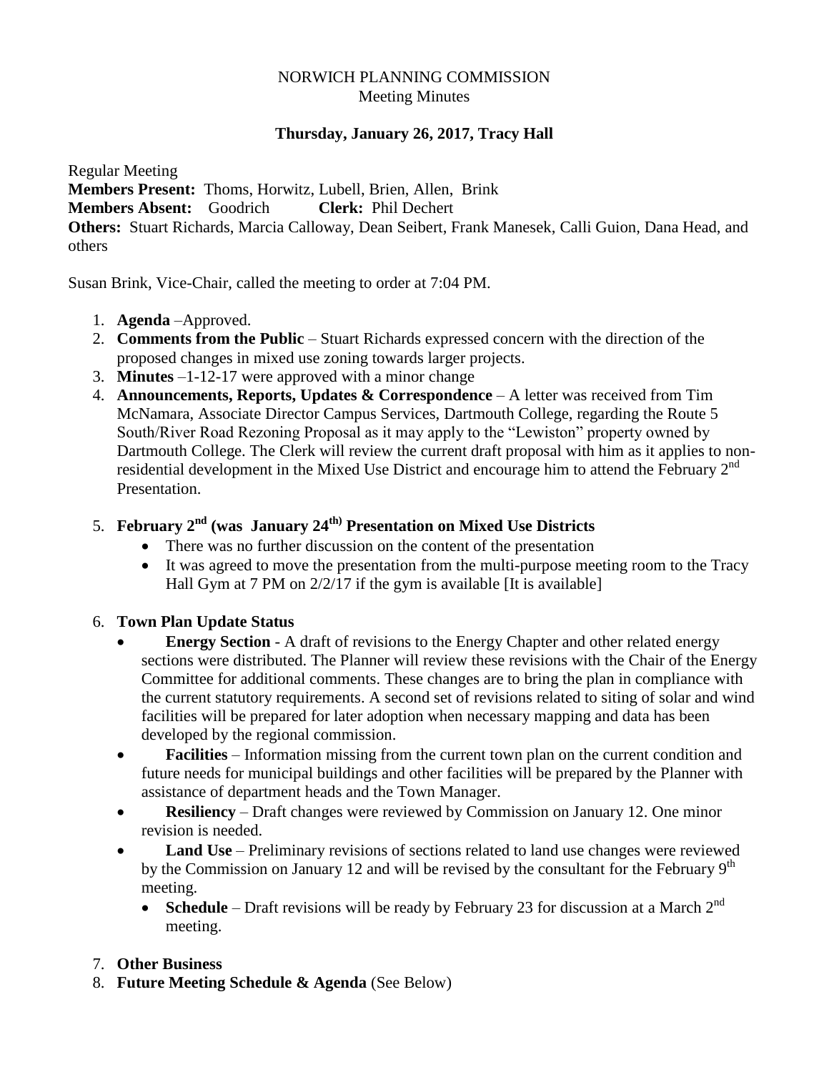NORWICH PLANNING COMMISSION
Meeting Minutes

**Thursday, January 26, 2017, Tracy Hall**

Regular Meeting
**Members Present:** Thoms, Horwitz, Lubell, Brien, Allen, Brink
**Members Absent:** Goodrich **Clerk:** Phil Dechert
**Others:** Stuart Richards, Marcia Calloway, Dean Seibert, Frank Manesek, Calli Guion, Dana Head, and others

Susan Brink, Vice-Chair, called the meeting to order at 7:04 PM.

1. **Agenda** –Approved.
2. **Comments from the Public** – Stuart Richards expressed concern with the direction of the proposed changes in mixed use zoning towards larger projects.
3. **Minutes** –1-12-17 were approved with a minor change
4. **Announcements, Reports, Updates & Correspondence** – A letter was received from Tim McNamara, Associate Director Campus Services, Dartmouth College, regarding the Route 5 South/River Road Rezoning Proposal as it may apply to the "Lewiston" property owned by Dartmouth College. The Clerk will review the current draft proposal with him as it applies to non-residential development in the Mixed Use District and encourage him to attend the February 2nd Presentation.
5. **February 2nd (was January 24th) Presentation on Mixed Use Districts**
   - There was no further discussion on the content of the presentation
   - It was agreed to move the presentation from the multi-purpose meeting room to the Tracy Hall Gym at 7 PM on 2/2/17 if the gym is available [It is available]
6. **Town Plan Update Status**
   - **Energy Section** - A draft of revisions to the Energy Chapter and other related energy sections were distributed. The Planner will review these revisions with the Chair of the Energy Committee for additional comments. These changes are to bring the plan in compliance with the current statutory requirements. A second set of revisions related to siting of solar and wind facilities will be prepared for later adoption when necessary mapping and data has been developed by the regional commission.
   - **Facilities** – Information missing from the current town plan on the current condition and future needs for municipal buildings and other facilities will be prepared by the Planner with assistance of department heads and the Town Manager.
   - **Resiliency** – Draft changes were reviewed by Commission on January 12. One minor revision is needed.
   - **Land Use** – Preliminary revisions of sections related to land use changes were reviewed by the Commission on January 12 and will be revised by the consultant for the February 9th meeting.
     - **Schedule** – Draft revisions will be ready by February 23 for discussion at a March 2nd meeting.
7. **Other Business**
8. **Future Meeting Schedule & Agenda** (See Below)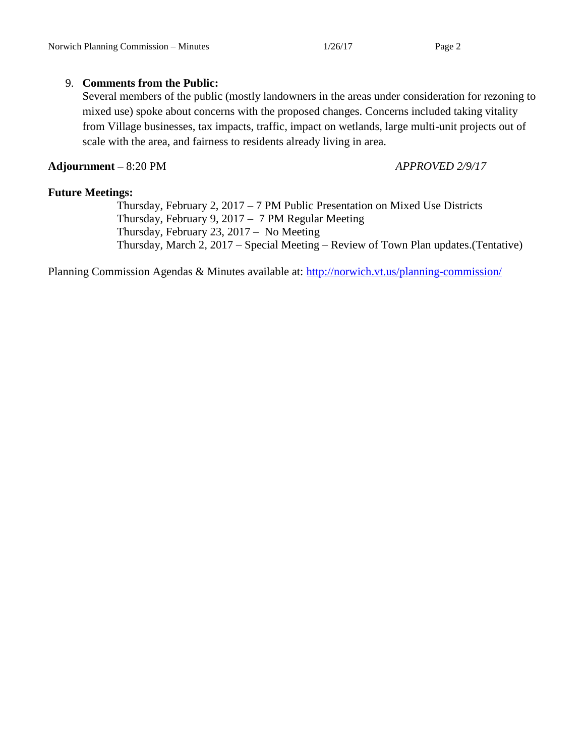9. **Comments from the Public:**
   Several members of the public (mostly landowners in the areas under consideration for rezoning to mixed use) spoke about concerns with the proposed changes. Concerns included taking vitality from Village businesses, tax impacts, traffic, impact on wetlands, large multi-unit projects out of scale with the area, and fairness to residents already living in area.

**Adjournment –** 8:20 PM *APPROVED 2/9/17*

**Future Meetings:**

Thursday, February 2, 2017 – 7 PM Public Presentation on Mixed Use Districts
Thursday, February 9, 2017 – 7 PM Regular Meeting
Thursday, February 23, 2017 – No Meeting
Thursday, March 2, 2017 – Special Meeting – Review of Town Plan updates.(Tentative)

Planning Commission Agendas & Minutes available at: http://norwich.vt.us/planning-commission/